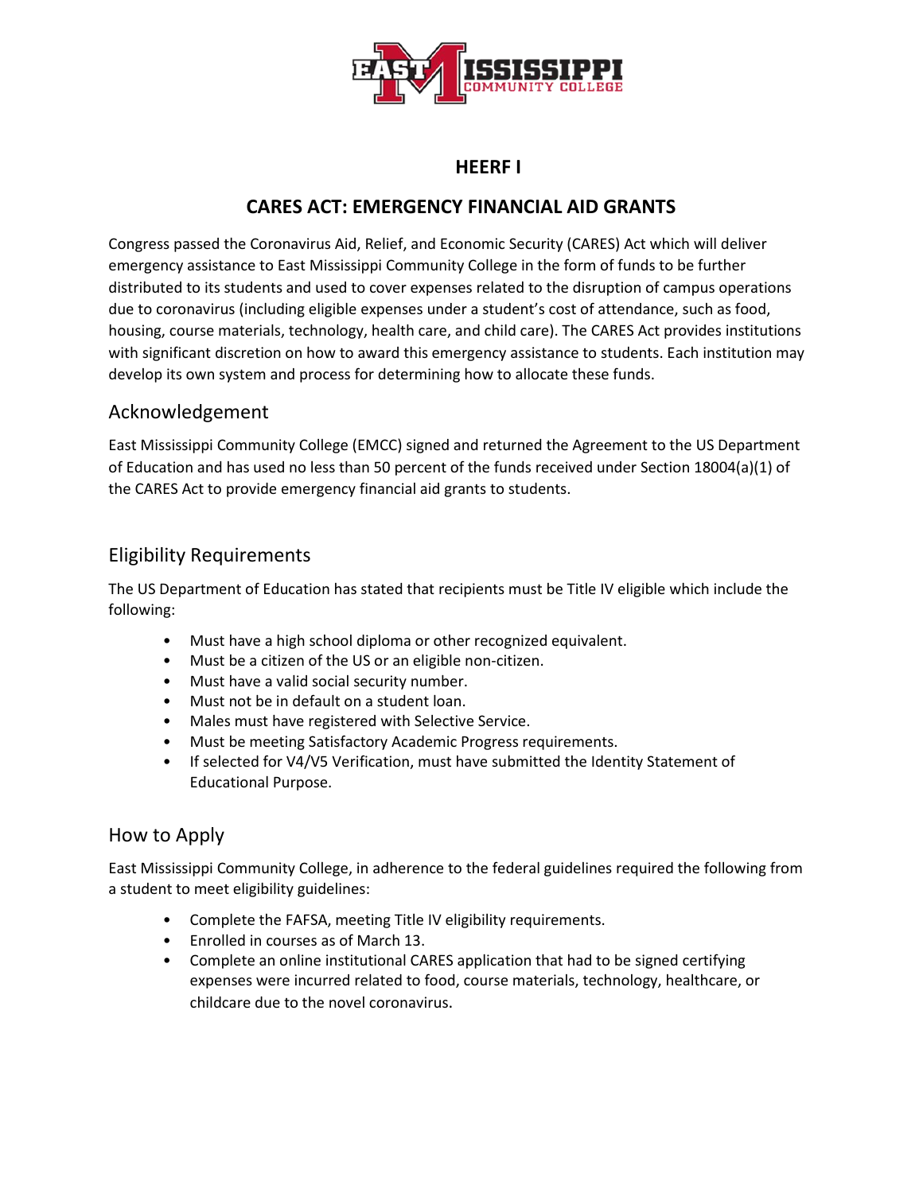# HEERF I

## CARES ACT: EMERGENCY FINANCIAL AID GRANTS

Congress passed the Coronavirus Aid, Relief, and Economic Security (CARES) Act which will deliver emergency assistance to East Mississippi Community College in the form of funds to be further distributed to its students and used to cover expenses related to the disruption of campus operations due to coronavirus (including eligible expenses under a student's cost of attendance, such as food, housing, course materials, technology, health care, and child care). The CARES Act provides institutions with significant discretion on how to award this emergency assistance to students. Each institution may develop its own system and process for determining how to allocate these funds.

### Acknowledgement

East Mississippi Community College (EMCC) signed and returned the Agreement to the US Department of Education and has used no less than 50 percent of the funds received under Section 18004(a)(1) of the CARES Act to provide emergency financial aid grants to students.

### Eligibility Requirements

The US Department of Education has stated that recipients must be Title IV eligible which include the following:

- Must have a high school diploma or other recognized equivalent.
- Must be a citizen of the US or an eligible non-citizen.
- Must have a valid social security number.
- Must not be in default on a student loan.
- Males must have registered with Selective Service.
- Must be meeting Satisfactory Academic Progress requirements.
- If selected for V4/V5 Verification, must have submitted the Identity Statement of Educational Purpose.

### How to Apply

East Mississippi Community College, in adherence to the federal guidelines required the following from a student to meet eligibility guidelines:

- Complete the FAFSA, meeting Title IV eligibility requirements.
- Enrolled in courses as of March 13.
- Complete an online institutional CARES application that had to be signed certifying expenses were incurred related to food, course materials, technology, healthcare, or childcare due to the novel coronavirus.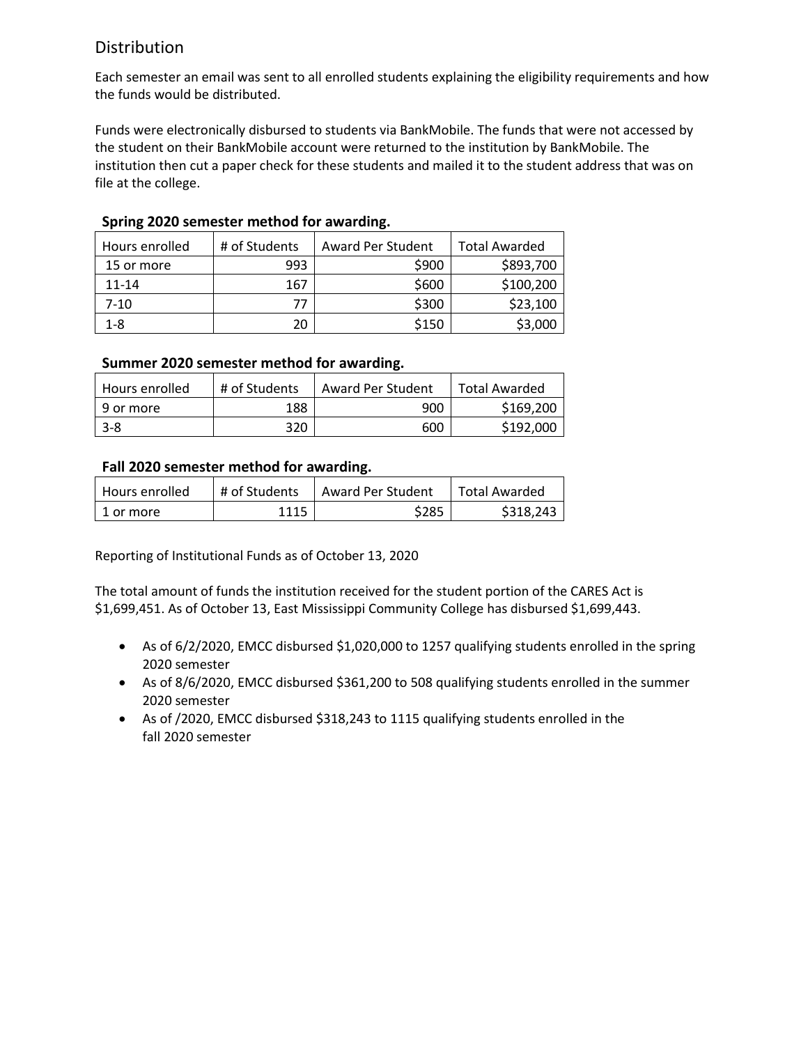## Distribution

Each semester an email was sent to all enrolled students explaining the eligibility requirements and how the funds would be distributed.

Funds were electronically disbursed to students via BankMobile. The funds that were not accessed by the student on their BankMobile account were returned to the institution by BankMobile. The institution then cut a paper check for these students and mailed it to the student address that was on file at the college.

**Spring 2020 semester method for awarding.**

| Hours enrolled | # of Students | Award Per Student | Total Awarded |
|---|---|---|---|
| 15 or more | 993 | $900 | $893,700 |
| 11-14 | 167 | $600 | $100,200 |
| 7-10 | 77 | $300 | $23,100 |
| 1-8 | 20 | $150 | $3,000 |

**Summer 2020 semester method for awarding.**

| Hours enrolled | # of Students | Award Per Student | Total Awarded |
|---|---|---|---|
| 9 or more | 188 | 900 | $169,200 |
| 3-8 | 320 | 600 | $192,000 |

**Fall 2020 semester method for awarding.**

| Hours enrolled | # of Students | Award Per Student | Total Awarded |
|---|---|---|---|
| 1 or more | 1115 | $285 | $318,243 |

Reporting of Institutional Funds as of October 13, 2020

The total amount of funds the institution received for the student portion of the CARES Act is $1,699,451. As of October 13, East Mississippi Community College has disbursed $1,699,443.

- As of 6/2/2020, EMCC disbursed $1,020,000 to 1257 qualifying students enrolled in the spring 2020 semester
- As of 8/6/2020, EMCC disbursed $361,200 to 508 qualifying students enrolled in the summer 2020 semester
- As of /2020, EMCC disbursed $318,243 to 1115 qualifying students enrolled in the fall 2020 semester